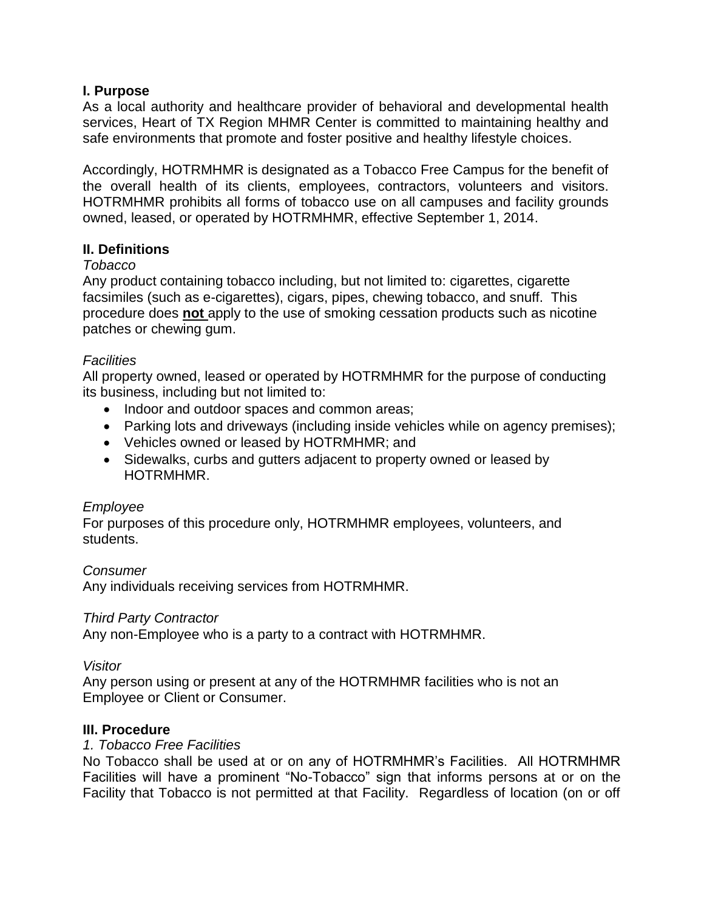## I. Purpose

As a local authority and healthcare provider of behavioral and developmental health services, Heart of TX Region MHMR Center is committed to maintaining healthy and safe environments that promote and foster positive and healthy lifestyle choices.

Accordingly, HOTRMHMR is designated as a Tobacco Free Campus for the benefit of the overall health of its clients, employees, contractors, volunteers and visitors. HOTRMHMR prohibits all forms of tobacco use on all campuses and facility grounds owned, leased, or operated by HOTRMHMR, effective September 1, 2014.

## II. Definitions

*Tobacco*

Any product containing tobacco including, but not limited to: cigarettes, cigarette facsimiles (such as e-cigarettes), cigars, pipes, chewing tobacco, and snuff. This procedure does **not** apply to the use of smoking cessation products such as nicotine patches or chewing gum.

*Facilities*

All property owned, leased or operated by HOTRMHMR for the purpose of conducting its business, including but not limited to:

- Indoor and outdoor spaces and common areas;
- Parking lots and driveways (including inside vehicles while on agency premises);
- Vehicles owned or leased by HOTRMHMR; and
- Sidewalks, curbs and gutters adjacent to property owned or leased by HOTRMHMR.

*Employee*

For purposes of this procedure only, HOTRMHMR employees, volunteers, and students.

*Consumer*

Any individuals receiving services from HOTRMHMR.

*Third Party Contractor*

Any non-Employee who is a party to a contract with HOTRMHMR.

*Visitor*

Any person using or present at any of the HOTRMHMR facilities who is not an Employee or Client or Consumer.

## III. Procedure

*1. Tobacco Free Facilities*

No Tobacco shall be used at or on any of HOTRMHMR's Facilities. All HOTRMHMR Facilities will have a prominent "No-Tobacco" sign that informs persons at or on the Facility that Tobacco is not permitted at that Facility. Regardless of location (on or off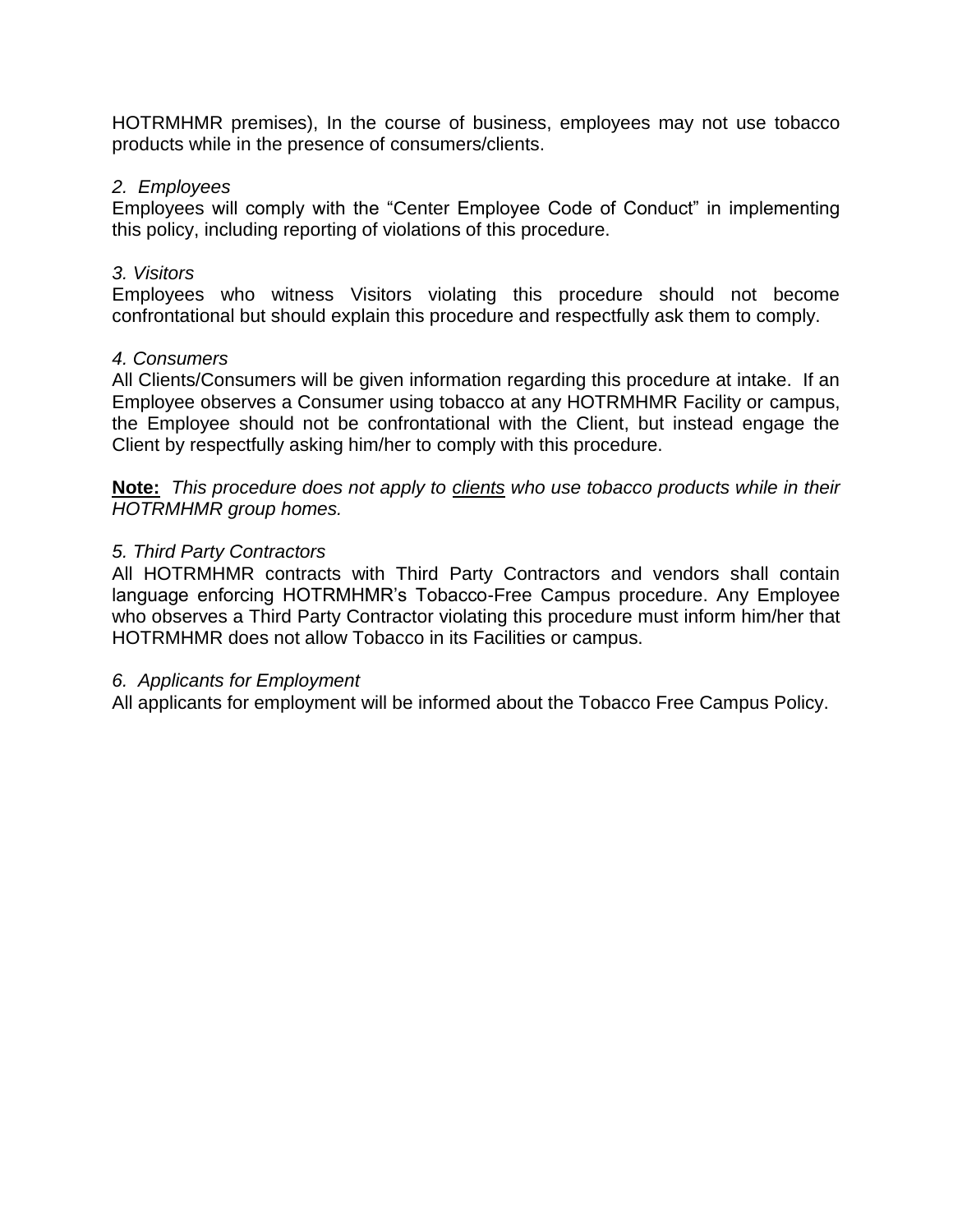HOTRMHMR premises), In the course of business, employees may not use tobacco products while in the presence of consumers/clients.

*2. Employees*

Employees will comply with the "Center Employee Code of Conduct" in implementing this policy, including reporting of violations of this procedure.

*3. Visitors*

Employees who witness Visitors violating this procedure should not become confrontational but should explain this procedure and respectfully ask them to comply.

*4. Consumers*

All Clients/Consumers will be given information regarding this procedure at intake. If an Employee observes a Consumer using tobacco at any HOTRMHMR Facility or campus, the Employee should not be confrontational with the Client, but instead engage the Client by respectfully asking him/her to comply with this procedure.

**Note:** *This procedure does not apply to clients who use tobacco products while in their HOTRMHMR group homes.*

*5. Third Party Contractors*

All HOTRMHMR contracts with Third Party Contractors and vendors shall contain language enforcing HOTRMHMR's Tobacco-Free Campus procedure. Any Employee who observes a Third Party Contractor violating this procedure must inform him/her that HOTRMHMR does not allow Tobacco in its Facilities or campus.

*6. Applicants for Employment*

All applicants for employment will be informed about the Tobacco Free Campus Policy.